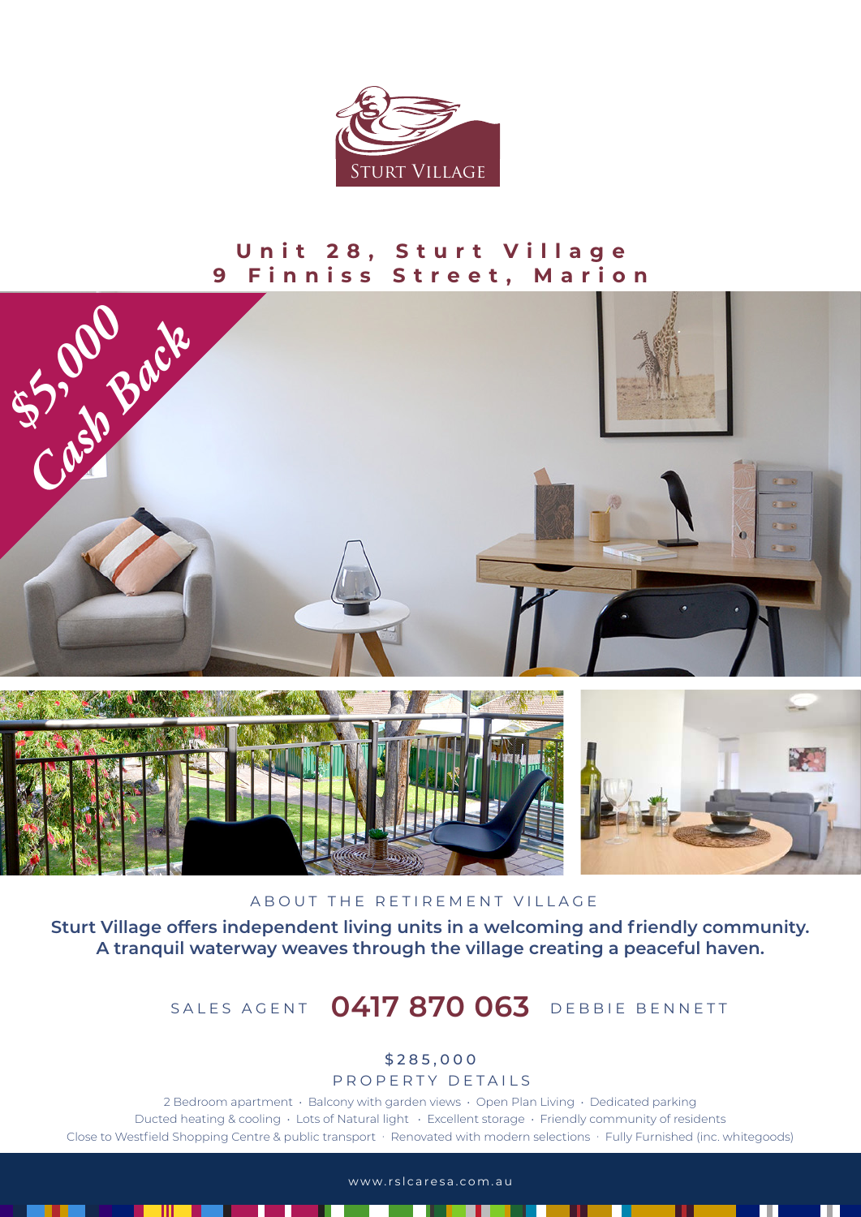STURT VILLAGE

# Unit 28, Sturt Village
# 9 Finniss Street, Marion

$5,000 Cash Back

## ABOUT THE RETIREMENT VILLAGE

**Sturt Village offers independent living units in a welcoming and friendly community. A tranquil waterway weaves through the village creating a peaceful haven.**

SALES AGENT **0417 870 063** DEBBIE BENNETT

$285,000

## PROPERTY DETAILS

2 Bedroom apartment · Balcony with garden views · Open Plan Living · Dedicated parking
Ducted heating & cooling · Lots of Natural light · Excellent storage · Friendly community of residents
Close to Westfield Shopping Centre & public transport · Renovated with modern selections · Fully Furnished (inc. whitegoods)

www.rslcaresa.com.au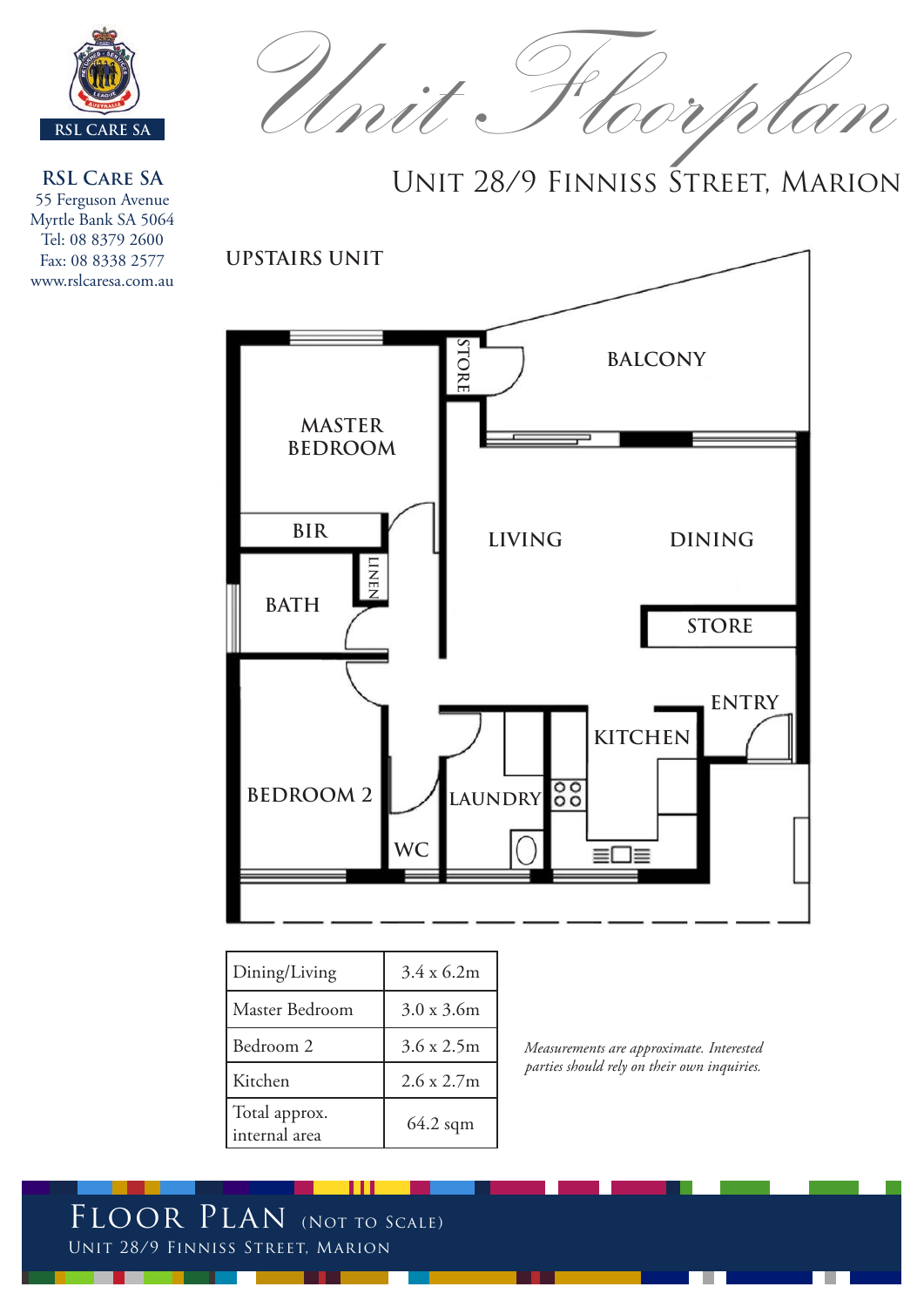RSL CARE SA

**RSL Care SA**
55 Ferguson Avenue
Myrtle Bank SA 5064
Tel: 08 8379 2600
Fax: 08 8338 2577
www.rslcaresa.com.au

# Unit Floorplan

## Unit 28/9 Finniss Street, Marion

### UPSTAIRS UNIT

BALCONY
STORE
MASTER BEDROOM
BIR
LINEN
BATH
LIVING
DINING
STORE
ENTRY
KITCHEN
BEDROOM 2
LAUNDRY
WC

| Dining/Living | 3.4 x 6.2m |
|---|---|
| Master Bedroom | 3.0 x 3.6m |
| Bedroom 2 | 3.6 x 2.5m |
| Kitchen | 2.6 x 2.7m |
| Total approx. internal area | 64.2 sqm |

*Measurements are approximate. Interested parties should rely on their own inquiries.*

# Floor Plan (Not to Scale)

Unit 28/9 Finniss Street, Marion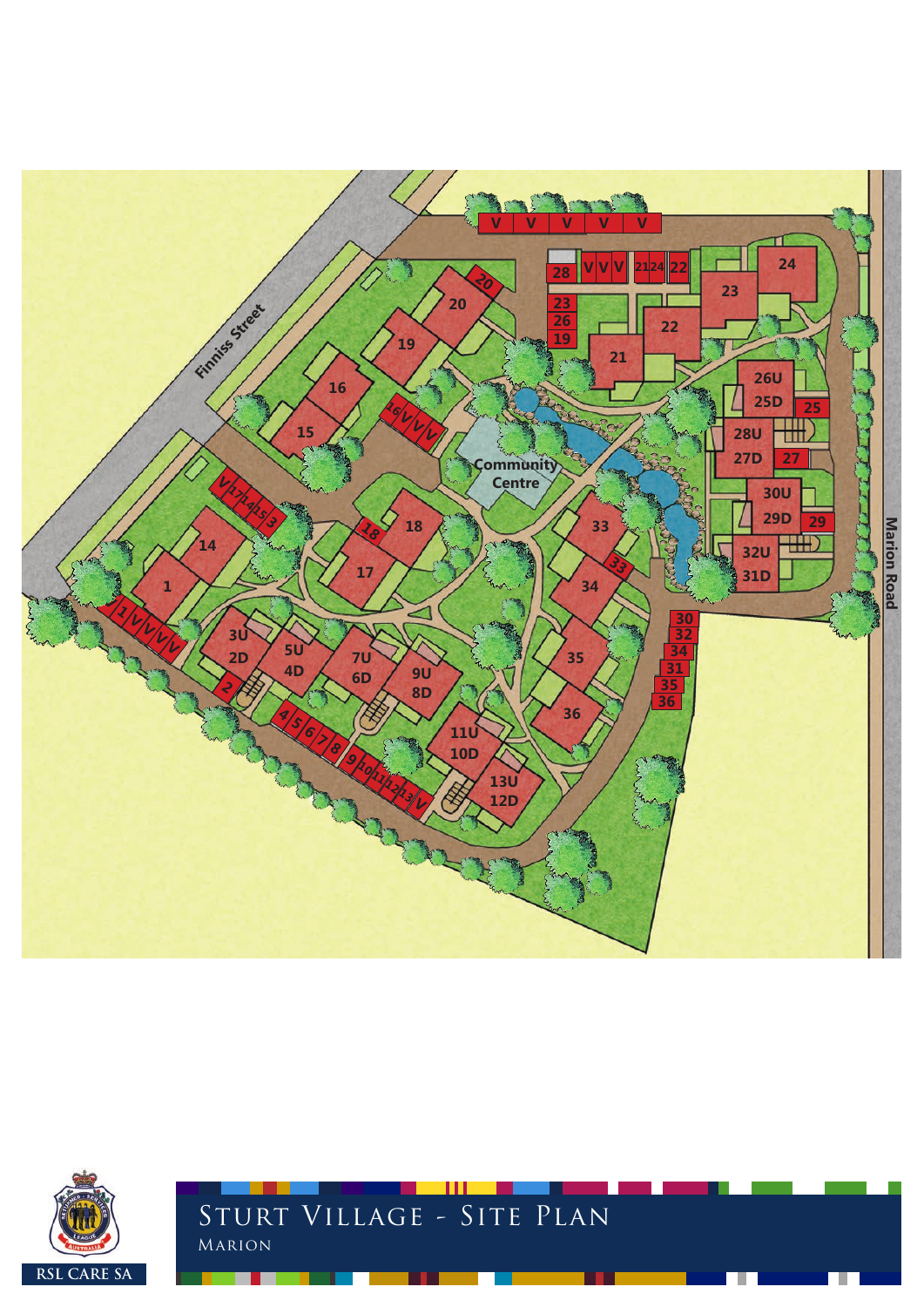Finniss Street

Marion Road

Community Centre

# Sturt Village - Site Plan

Marion

RSL CARE SA